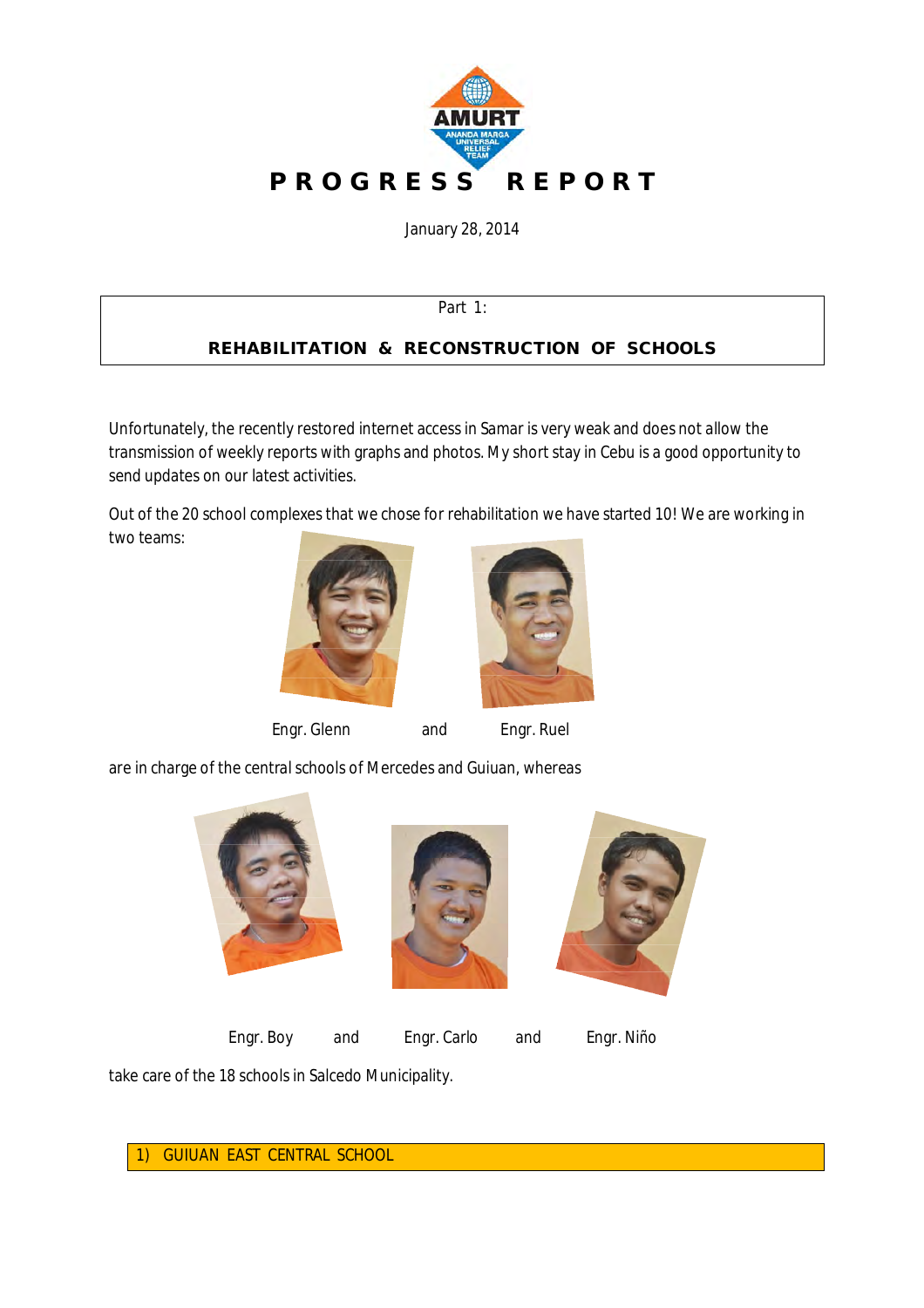# PROGRESS REPORT

January 28, 2014

Part 1:

## REHABILITATION & RECONSTRUCTION OF SCHOOLS

Unfortunately, the recently restored internet access in Samar is very weak and does not allow the transmission of weekly reports with graphs and photos. My short stay in Cebu is a good opportunity to send updates on our latest activities.

Out of the 20 school complexes that we chose for rehabilitation we have started 10! We are working in two teams:

Engr. Glenn and Engr. Ruel

are in charge of the central schools of Mercedes and Guiuan, whereas

Engr. Boy and Engr. Carlo and Engr. Niño

take care of the 18 schools in Salcedo Municipality.

### 1) GUIUAN EAST CENTRAL SCHOOL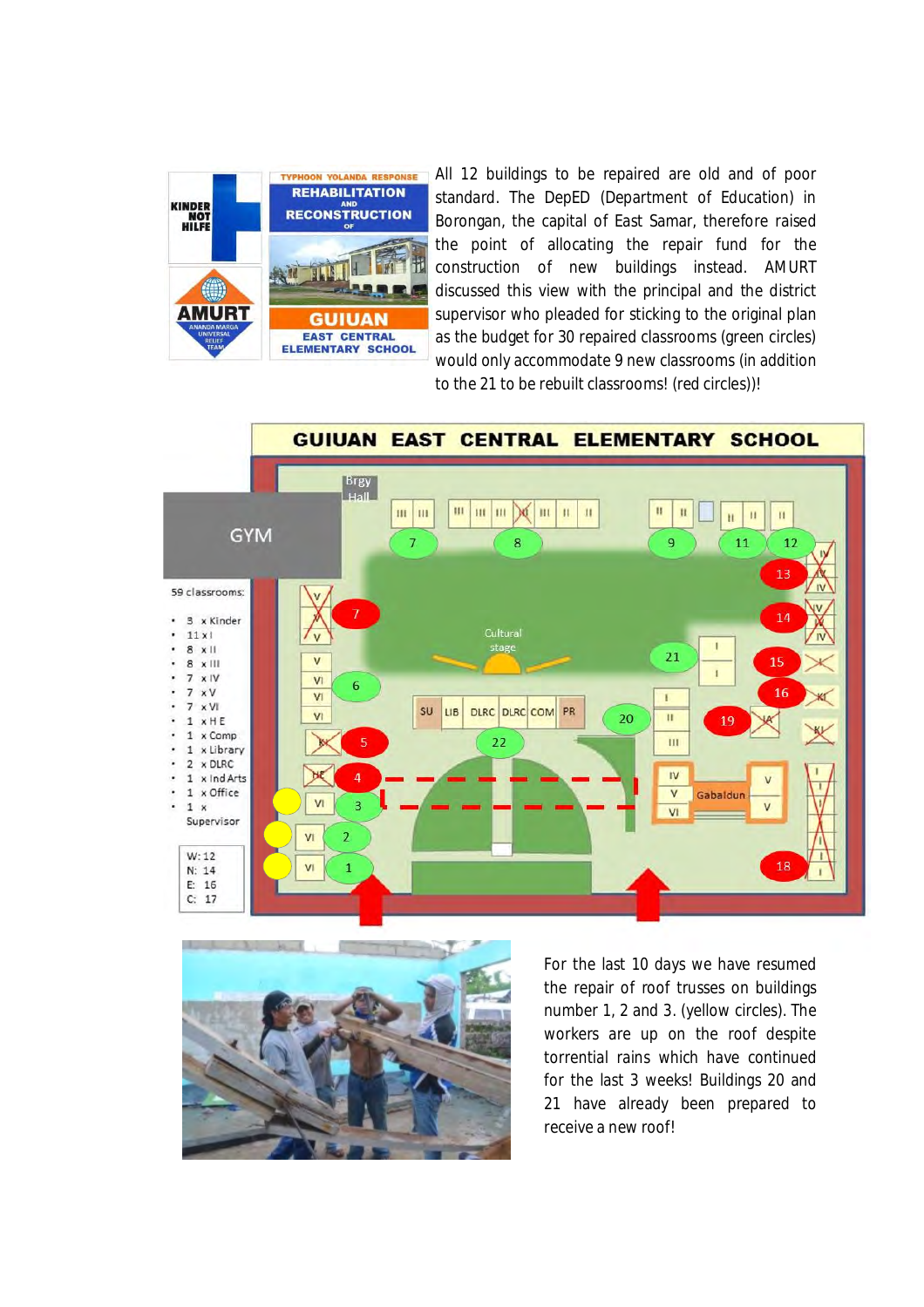All 12 buildings to be repaired are old and of poor standard. The DepED (Department of Education) in Borongan, the capital of East Samar, therefore raised the point of allocating the repair fund for the construction of new buildings instead. AMURT discussed this view with the principal and the district supervisor who pleaded for sticking to the original plan as the budget for 30 repaired classrooms (green circles) would only accommodate 9 new classrooms (in addition to the 21 to be rebuilt classrooms! (red circles))!

For the last 10 days we have resumed the repair of roof trusses on buildings number 1, 2 and 3. (yellow circles). The workers are up on the roof despite torrential rains which have continued for the last 3 weeks! Buildings 20 and 21 have already been prepared to receive a new roof!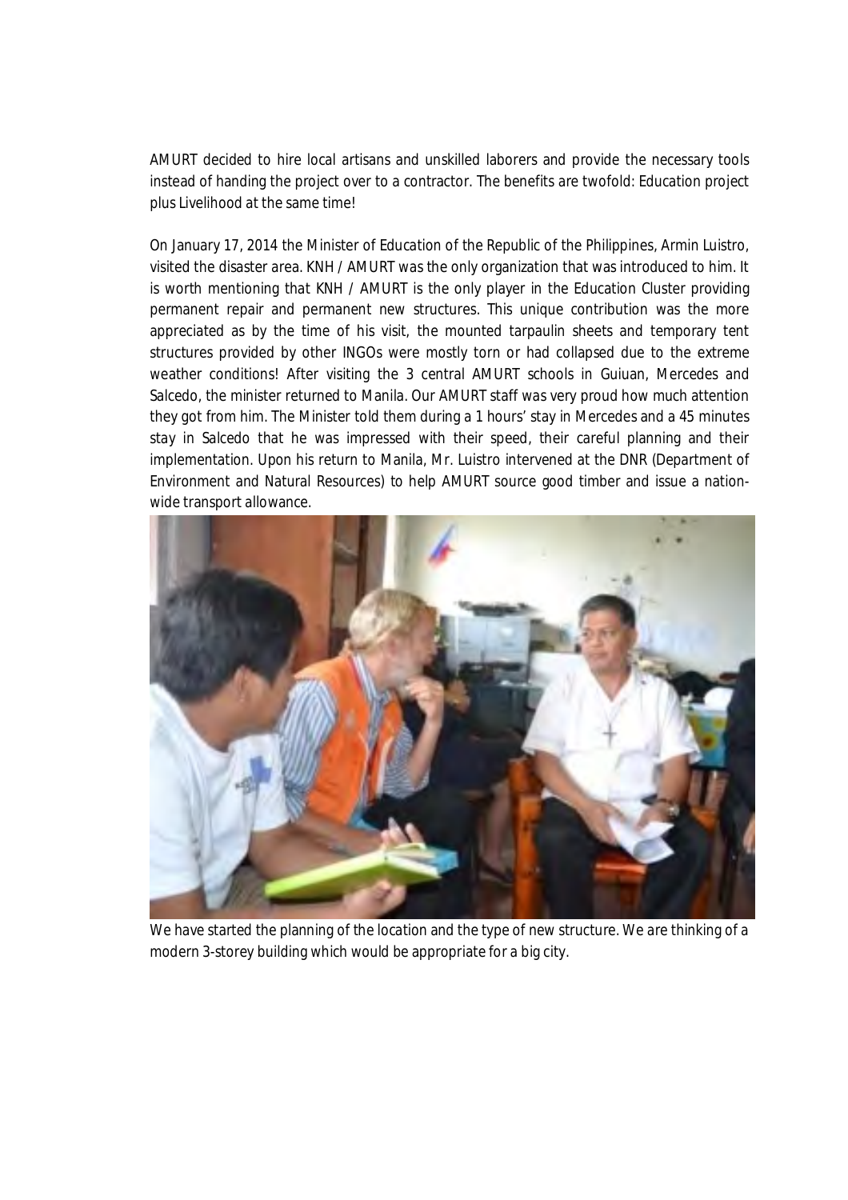AMURT decided to hire local artisans and unskilled laborers and provide the necessary tools instead of handing the project over to a contractor. The benefits are twofold: Education project plus Livelihood at the same time!

On January 17, 2014 the Minister of Education of the Republic of the Philippines, Armin Luistro, visited the disaster area. KNH / AMURT was the only organization that was introduced to him. It is worth mentioning that KNH / AMURT is the only player in the Education Cluster providing permanent repair and permanent new structures. This unique contribution was the more appreciated as by the time of his visit, the mounted tarpaulin sheets and temporary tent structures provided by other INGOs were mostly torn or had collapsed due to the extreme weather conditions! After visiting the 3 central AMURT schools in Guiuan, Mercedes and Salcedo, the minister returned to Manila. Our AMURT staff was very proud how much attention they got from him. The Minister told them during a 1 hours' stay in Mercedes and a 45 minutes stay in Salcedo that he was impressed with their speed, their careful planning and their implementation. Upon his return to Manila, Mr. Luistro intervened at the DNR (Department of Environment and Natural Resources) to help AMURT source good timber and issue a nation-wide transport allowance.

We have started the planning of the location and the type of new structure. We are thinking of a modern 3-storey building which would be appropriate for a big city.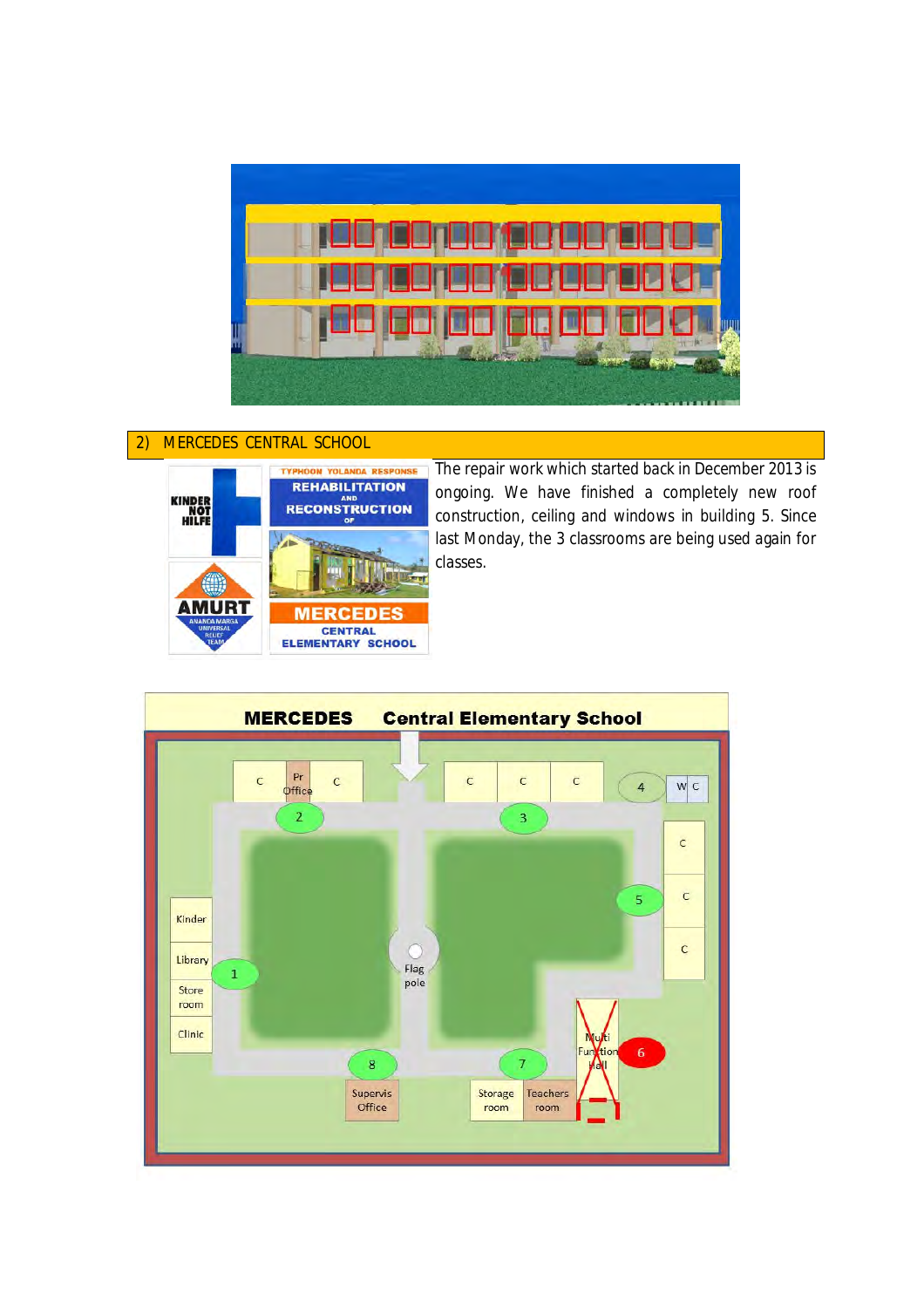## 2) MERCEDES CENTRAL SCHOOL

The repair work which started back in December 2013 is ongoing. We have finished a completely new roof construction, ceiling and windows in building 5. Since last Monday, the 3 classrooms are being used again for classes.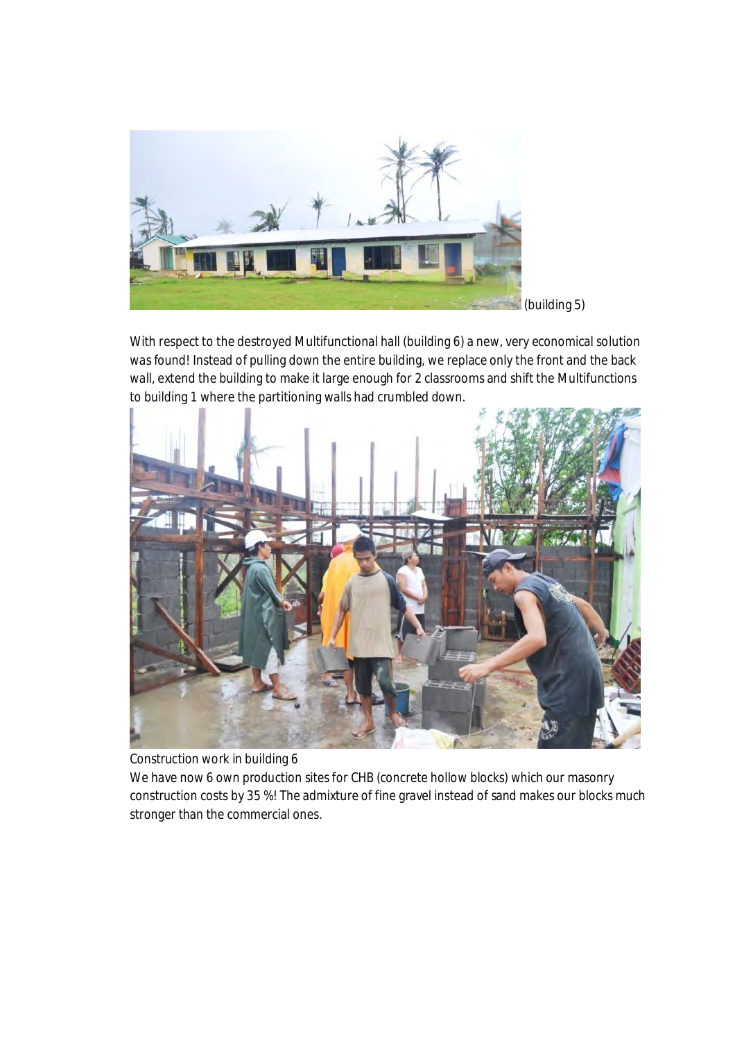(building 5)

With respect to the destroyed Multifunctional hall (building 6) a new, very economical solution was found! Instead of pulling down the entire building, we replace only the front and the back wall, extend the building to make it large enough for 2 classrooms and shift the Multifunctions to building 1 where the partitioning walls had crumbled down.

Construction work in building 6

We have now 6 own production sites for CHB (concrete hollow blocks) which our masonry construction costs by 35 %! The admixture of fine gravel instead of sand makes our blocks much stronger than the commercial ones.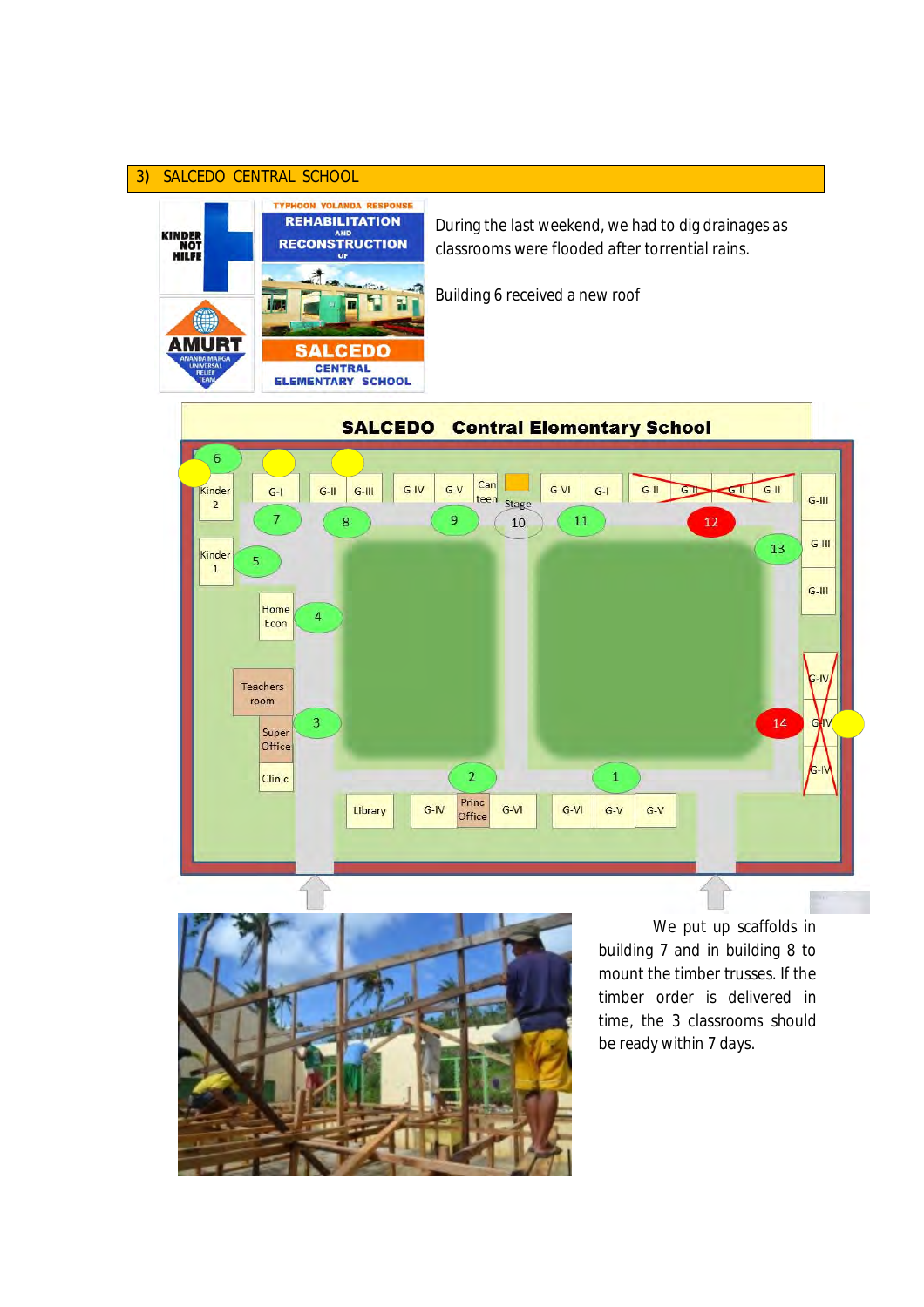## 3) SALCEDO CENTRAL SCHOOL

During the last weekend, we had to dig drainages as classrooms were flooded after torrential rains.

Building 6 received a new roof

We put up scaffolds in building 7 and in building 8 to mount the timber trusses. If the timber order is delivered in time, the 3 classrooms should be ready within 7 days.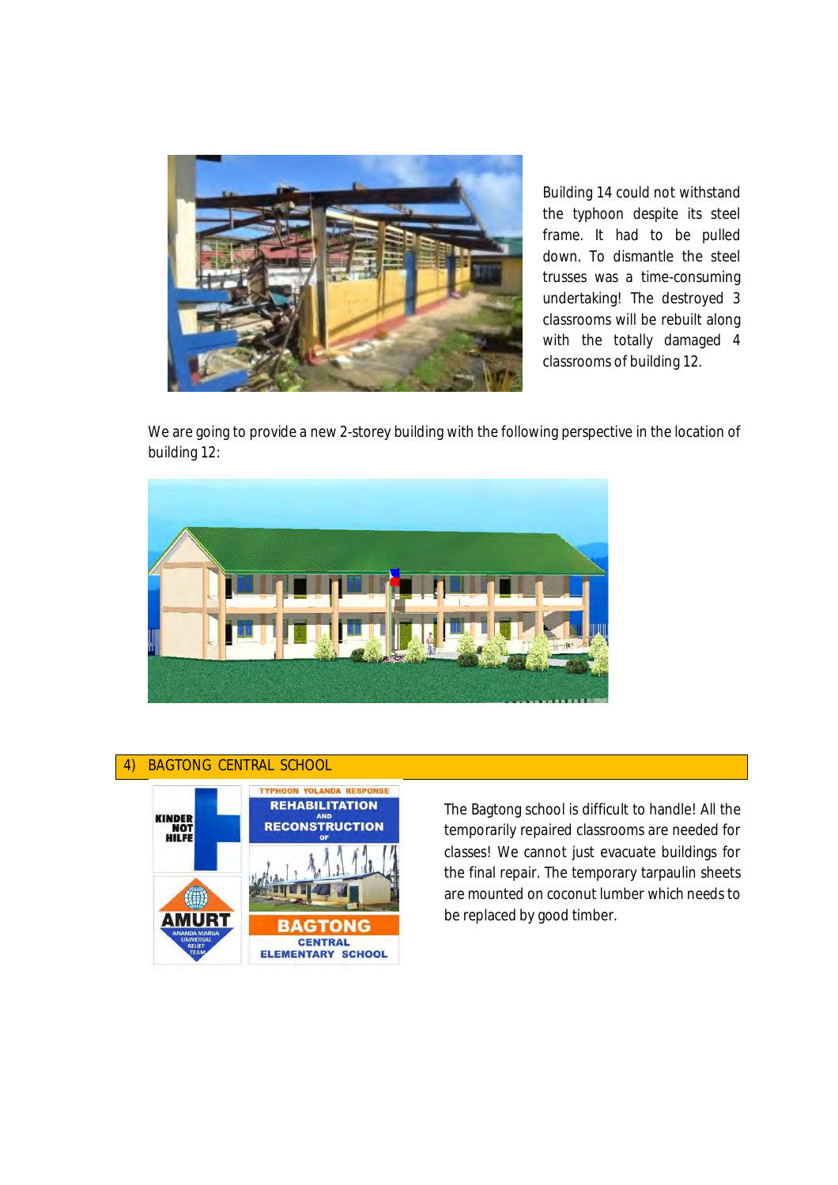Building 14 could not withstand the typhoon despite its steel frame. It had to be pulled down. To dismantle the steel trusses was a time-consuming undertaking! The destroyed 3 classrooms will be rebuilt along with the totally damaged 4 classrooms of building 12.

We are going to provide a new 2-storey building with the following perspective in the location of building 12:

## 4) BAGTONG CENTRAL SCHOOL

The Bagtong school is difficult to handle! All the temporarily repaired classrooms are needed for classes! We cannot just evacuate buildings for the final repair. The temporary tarpaulin sheets are mounted on coconut lumber which needs to be replaced by good timber.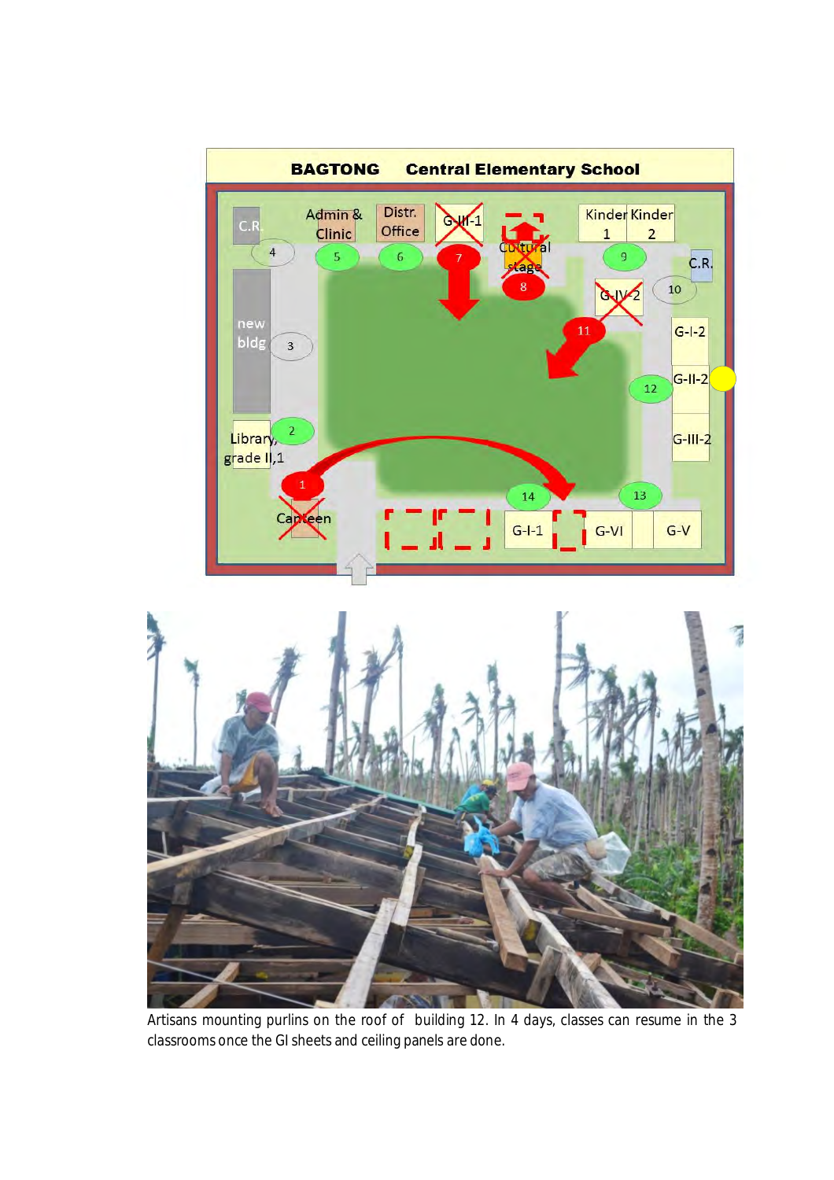Artisans mounting purlins on the roof of building 12. In 4 days, classes can resume in the 3 classrooms once the GI sheets and ceiling panels are done.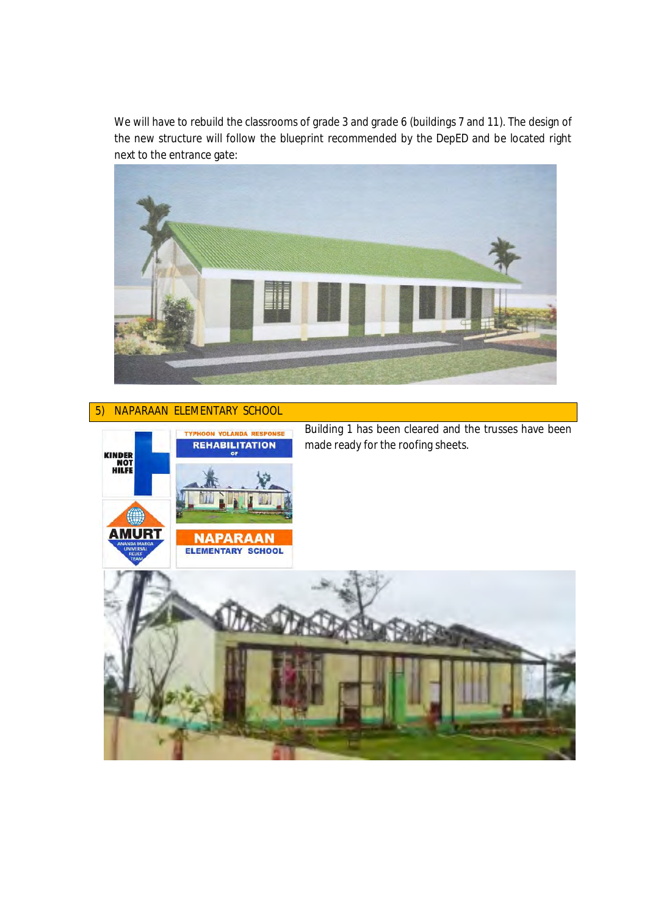We will have to rebuild the classrooms of grade 3 and grade 6 (buildings 7 and 11). The design of the new structure will follow the blueprint recommended by the DepED and be located right next to the entrance gate:

## 5) NAPARAAN ELEMENTARY SCHOOL

Building 1 has been cleared and the trusses have been made ready for the roofing sheets.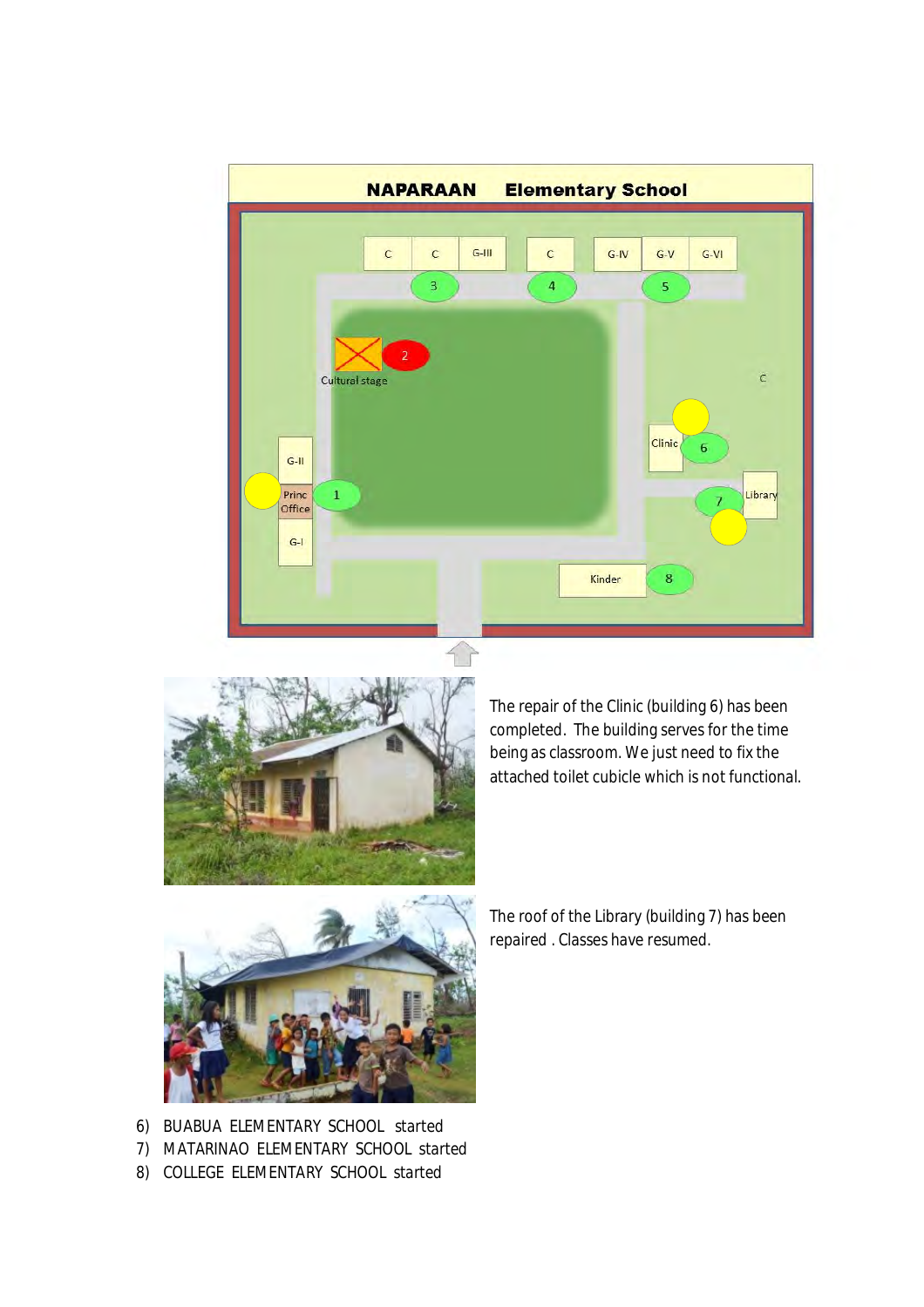NAPARAAN Elementary School

C C G-III C G-IV G-V G-VI

3 4 5

2

Cultural stage

C

Clinic 6

G-II

Princ Office 1

7 Library

G-I

Kinder 8

The repair of the Clinic (building 6) has been completed. The building serves for the time being as classroom. We just need to fix the attached toilet cubicle which is not functional.

The roof of the Library (building 7) has been repaired . Classes have resumed.

6) BUABUA ELEMENTARY SCHOOL started
7) MATARINAO ELEMENTARY SCHOOL started
8) COLLEGE ELEMENTARY SCHOOL started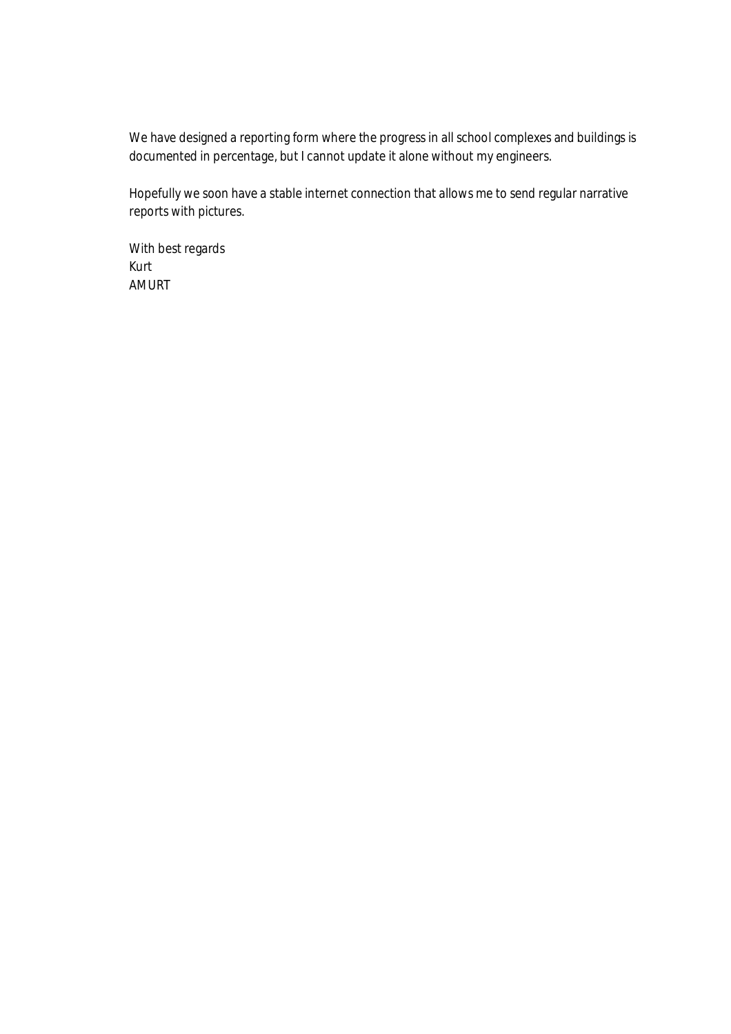We have designed a reporting form where the progress in all school complexes and buildings is documented in percentage, but I cannot update it alone without my engineers.

Hopefully we soon have a stable internet connection that allows me to send regular narrative reports with pictures.

With best regards  
Kurt  
AMURT